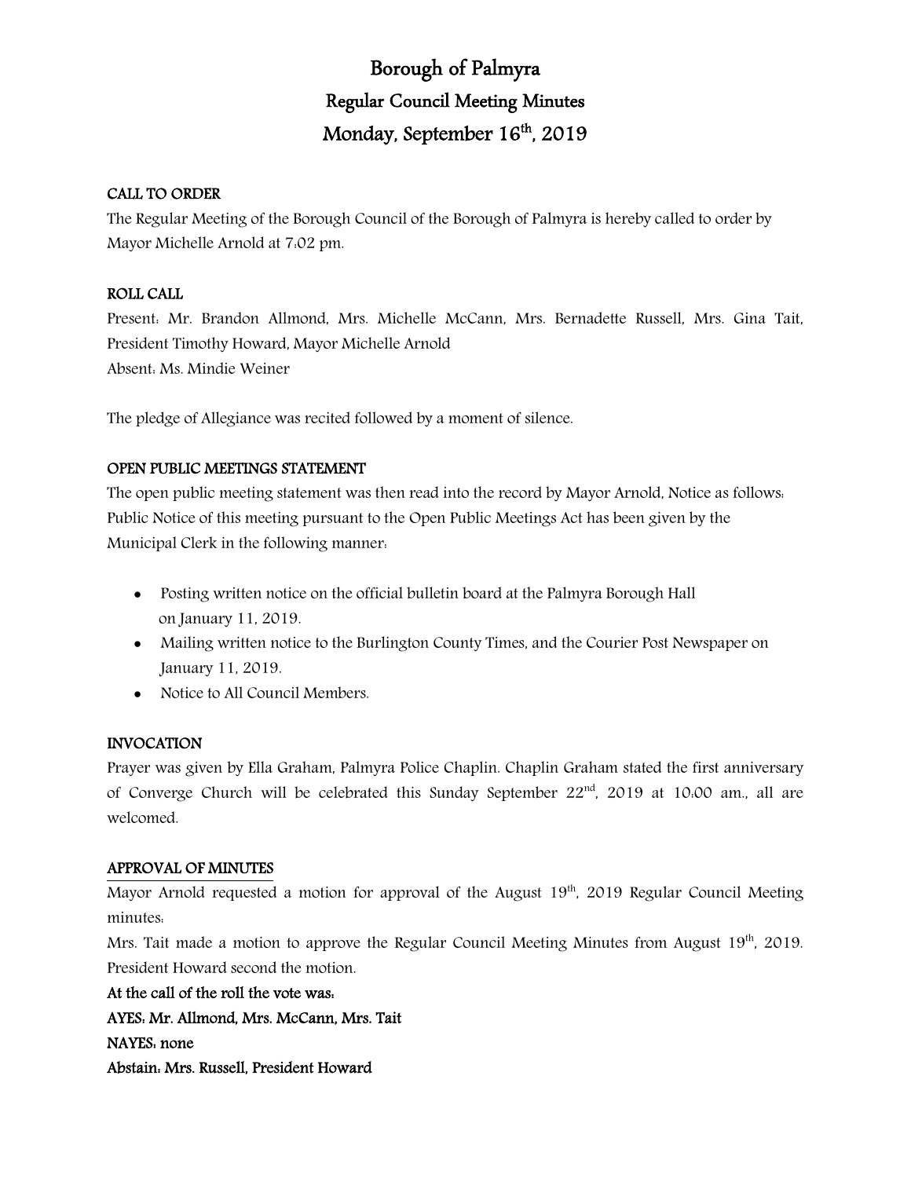# Borough of Palmyra

## Regular Council Meeting Minutes

## Monday, September 16th, 2019

**CALL TO ORDER**

The Regular Meeting of the Borough Council of the Borough of Palmyra is hereby called to order by Mayor Michelle Arnold at 7:02 pm.

**ROLL CALL**

Present: Mr. Brandon Allmond, Mrs. Michelle McCann, Mrs. Bernadette Russell, Mrs. Gina Tait, President Timothy Howard, Mayor Michelle Arnold

Absent: Ms. Mindie Weiner

The pledge of Allegiance was recited followed by a moment of silence.

**OPEN PUBLIC MEETINGS STATEMENT**

The open public meeting statement was then read into the record by Mayor Arnold, Notice as follows: Public Notice of this meeting pursuant to the Open Public Meetings Act has been given by the Municipal Clerk in the following manner:

- Posting written notice on the official bulletin board at the Palmyra Borough Hall on January 11, 2019.
- Mailing written notice to the Burlington County Times, and the Courier Post Newspaper on January 11, 2019.
- Notice to All Council Members.

**INVOCATION**

Prayer was given by Ella Graham, Palmyra Police Chaplin. Chaplin Graham stated the first anniversary of Converge Church will be celebrated this Sunday September 22nd, 2019 at 10:00 am., all are welcomed.

**APPROVAL OF MINUTES**

Mayor Arnold requested a motion for approval of the August 19th, 2019 Regular Council Meeting minutes:

Mrs. Tait made a motion to approve the Regular Council Meeting Minutes from August 19th, 2019. President Howard second the motion.

**At the call of the roll the vote was:**

**AYES: Mr. Allmond, Mrs. McCann, Mrs. Tait**

**NAYES: none**

**Abstain: Mrs. Russell, President Howard**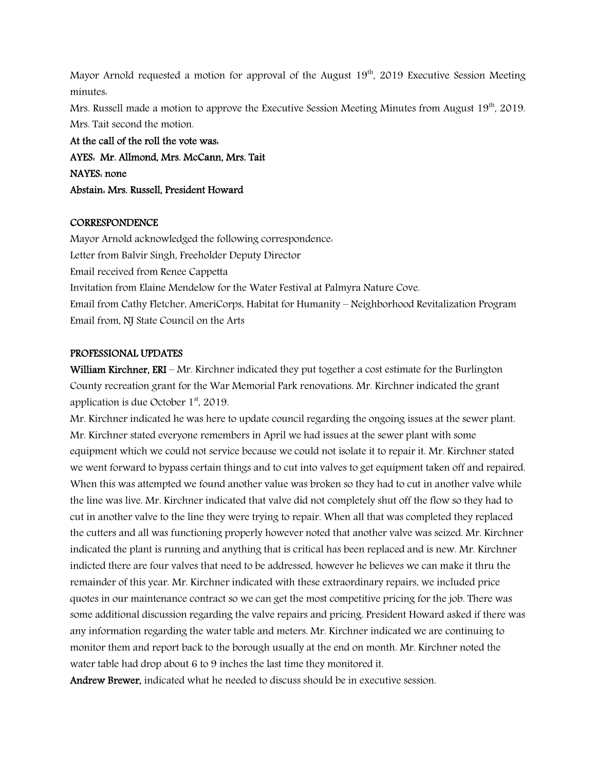Mayor Arnold requested a motion for approval of the August 19th, 2019 Executive Session Meeting minutes:

Mrs. Russell made a motion to approve the Executive Session Meeting Minutes from August 19th, 2019. Mrs. Tait second the motion.

**At the call of the roll the vote was:**

**AYES: Mr. Allmond, Mrs. McCann, Mrs. Tait**

**NAYES: none**

**Abstain: Mrs. Russell, President Howard**

**CORRESPONDENCE**

Mayor Arnold acknowledged the following correspondence:

Letter from Balvir Singh, Freeholder Deputy Director

Email received from Renee Cappetta

Invitation from Elaine Mendelow for the Water Festival at Palmyra Nature Cove.

Email from Cathy Fletcher, AmeriCorps, Habitat for Humanity – Neighborhood Revitalization Program

Email from, NJ State Council on the Arts

**PROFESSIONAL UPDATES**

**William Kirchner, ERI** – Mr. Kirchner indicated they put together a cost estimate for the Burlington County recreation grant for the War Memorial Park renovations. Mr. Kirchner indicated the grant application is due October 1st, 2019.

Mr. Kirchner indicated he was here to update council regarding the ongoing issues at the sewer plant. Mr. Kirchner stated everyone remembers in April we had issues at the sewer plant with some equipment which we could not service because we could not isolate it to repair it. Mr. Kirchner stated we went forward to bypass certain things and to cut into valves to get equipment taken off and repaired. When this was attempted we found another value was broken so they had to cut in another valve while the line was live. Mr. Kirchner indicated that valve did not completely shut off the flow so they had to cut in another valve to the line they were trying to repair. When all that was completed they replaced the cutters and all was functioning properly however noted that another valve was seized. Mr. Kirchner indicated the plant is running and anything that is critical has been replaced and is new. Mr. Kirchner indicted there are four valves that need to be addressed, however he believes we can make it thru the remainder of this year. Mr. Kirchner indicated with these extraordinary repairs, we included price quotes in our maintenance contract so we can get the most competitive pricing for the job. There was some additional discussion regarding the valve repairs and pricing. President Howard asked if there was any information regarding the water table and meters. Mr. Kirchner indicated we are continuing to monitor them and report back to the borough usually at the end on month. Mr. Kirchner noted the water table had drop about 6 to 9 inches the last time they monitored it.

**Andrew Brewer,** indicated what he needed to discuss should be in executive session.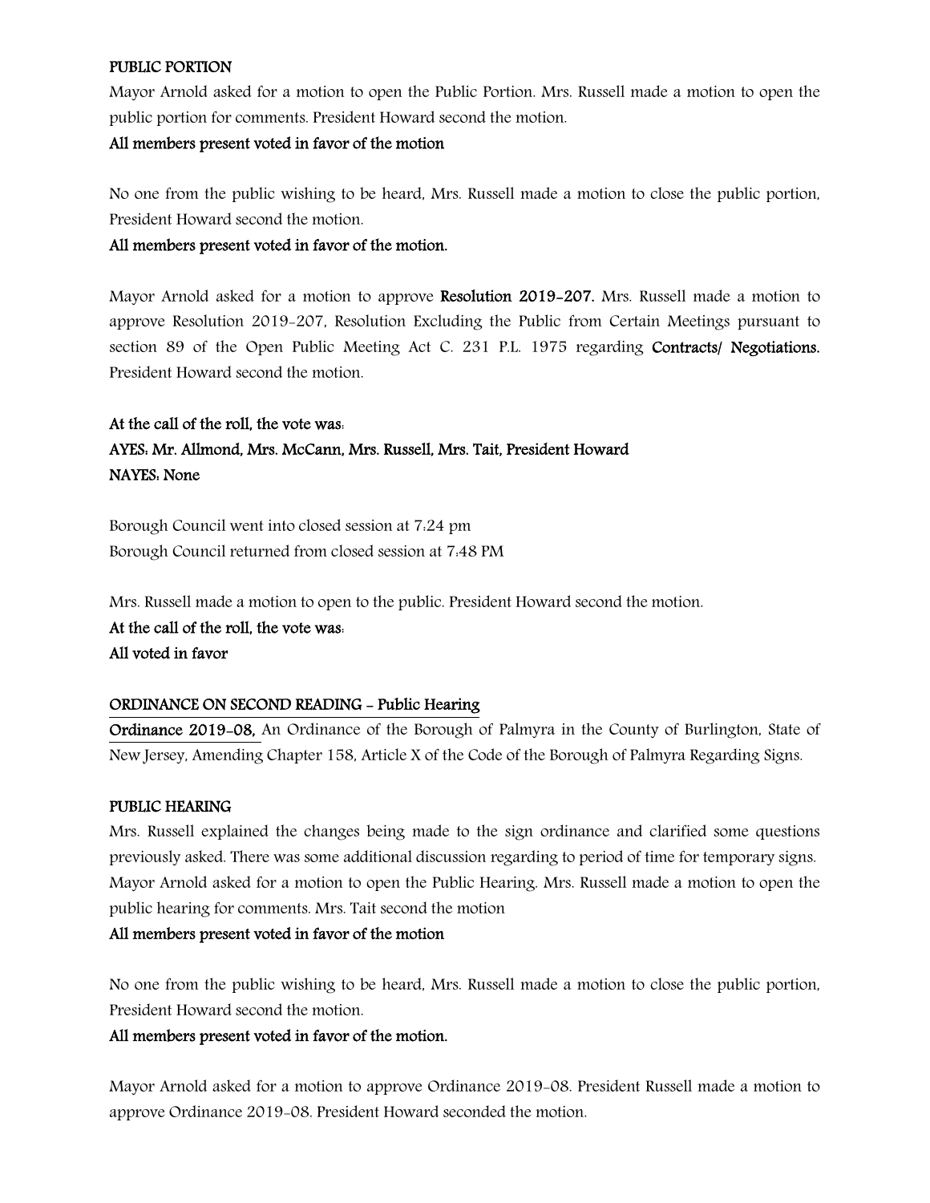**PUBLIC PORTION**

Mayor Arnold asked for a motion to open the Public Portion. Mrs. Russell made a motion to open the public portion for comments. President Howard second the motion.

**All members present voted in favor of the motion**

No one from the public wishing to be heard, Mrs. Russell made a motion to close the public portion, President Howard second the motion.

**All members present voted in favor of the motion.**

Mayor Arnold asked for a motion to approve **Resolution 2019-207.** Mrs. Russell made a motion to approve Resolution 2019-207, Resolution Excluding the Public from Certain Meetings pursuant to section 89 of the Open Public Meeting Act C. 231 P.L. 1975 regarding **Contracts/ Negotiations.** President Howard second the motion.

**At the call of the roll, the vote was:**
**AYES: Mr. Allmond, Mrs. McCann, Mrs. Russell, Mrs. Tait, President Howard**
**NAYES: None**

Borough Council went into closed session at 7:24 pm
Borough Council returned from closed session at 7:48 PM

Mrs. Russell made a motion to open to the public. President Howard second the motion.
**At the call of the roll, the vote was:**
**All voted in favor**

**ORDINANCE ON SECOND READING - Public Hearing**

**Ordinance 2019-08,** An Ordinance of the Borough of Palmyra in the County of Burlington, State of New Jersey, Amending Chapter 158, Article X of the Code of the Borough of Palmyra Regarding Signs.

**PUBLIC HEARING**

Mrs. Russell explained the changes being made to the sign ordinance and clarified some questions previously asked. There was some additional discussion regarding to period of time for temporary signs. Mayor Arnold asked for a motion to open the Public Hearing. Mrs. Russell made a motion to open the public hearing for comments. Mrs. Tait second the motion

**All members present voted in favor of the motion**

No one from the public wishing to be heard, Mrs. Russell made a motion to close the public portion, President Howard second the motion.

**All members present voted in favor of the motion.**

Mayor Arnold asked for a motion to approve Ordinance 2019-08. President Russell made a motion to approve Ordinance 2019-08. President Howard seconded the motion.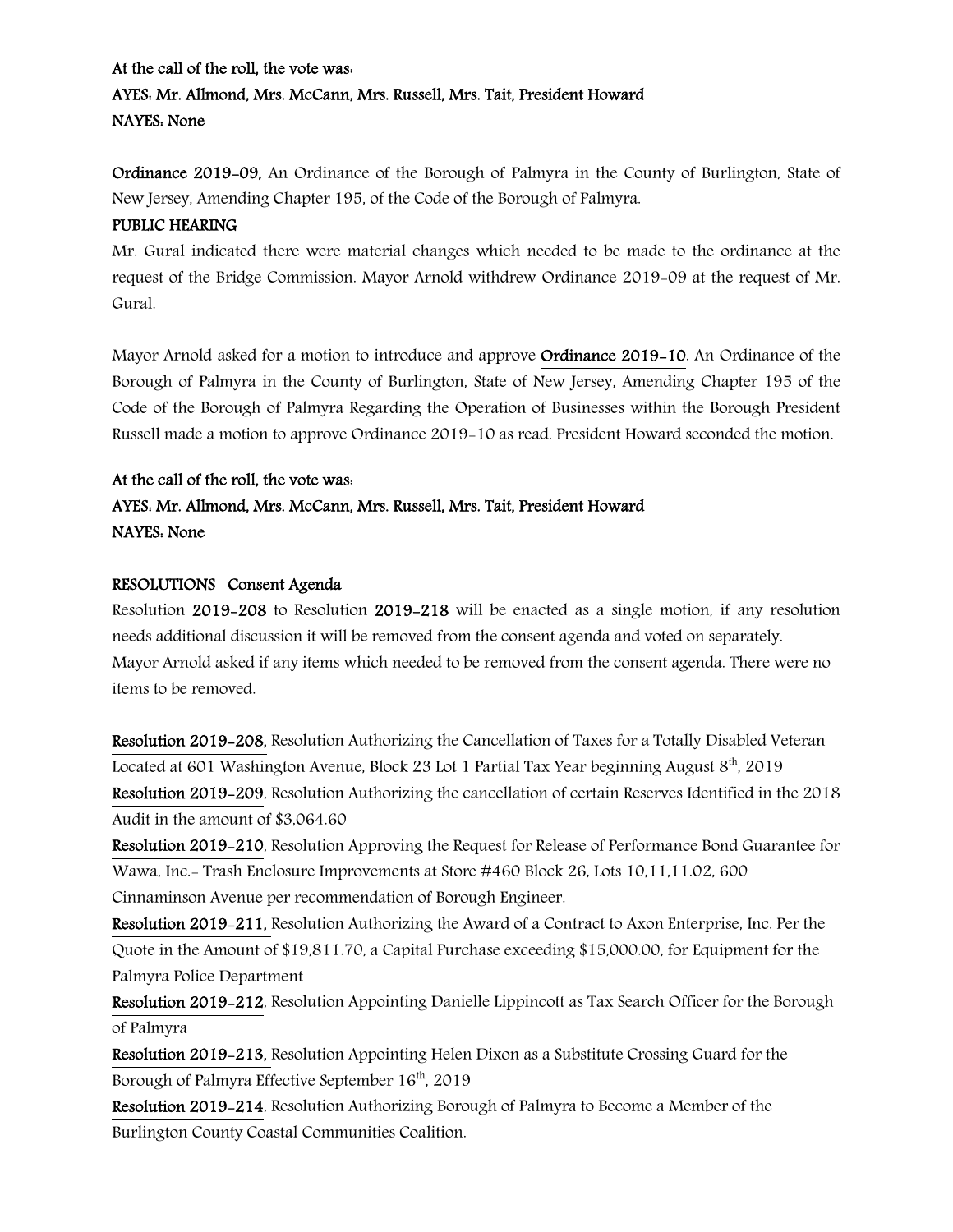**At the call of the roll, the vote was:**
**AYES: Mr. Allmond, Mrs. McCann, Mrs. Russell, Mrs. Tait, President Howard**
**NAYES: None**

**Ordinance 2019-09,** An Ordinance of the Borough of Palmyra in the County of Burlington, State of New Jersey, Amending Chapter 195, of the Code of the Borough of Palmyra.

**PUBLIC HEARING**

Mr. Gural indicated there were material changes which needed to be made to the ordinance at the request of the Bridge Commission. Mayor Arnold withdrew Ordinance 2019-09 at the request of Mr. Gural.

Mayor Arnold asked for a motion to introduce and approve **Ordinance 2019-10**. An Ordinance of the Borough of Palmyra in the County of Burlington, State of New Jersey, Amending Chapter 195 of the Code of the Borough of Palmyra Regarding the Operation of Businesses within the Borough President Russell made a motion to approve Ordinance 2019-10 as read. President Howard seconded the motion.

**At the call of the roll, the vote was:**
**AYES: Mr. Allmond, Mrs. McCann, Mrs. Russell, Mrs. Tait, President Howard**
**NAYES: None**

**RESOLUTIONS Consent Agenda**

Resolution **2019-208** to Resolution **2019-218** will be enacted as a single motion, if any resolution needs additional discussion it will be removed from the consent agenda and voted on separately. Mayor Arnold asked if any items which needed to be removed from the consent agenda. There were no items to be removed.

**Resolution 2019-208,** Resolution Authorizing the Cancellation of Taxes for a Totally Disabled Veteran Located at 601 Washington Avenue, Block 23 Lot 1 Partial Tax Year beginning August 8th, 2019

**Resolution 2019-209**, Resolution Authorizing the cancellation of certain Reserves Identified in the 2018 Audit in the amount of $3,064.60

**Resolution 2019-210**, Resolution Approving the Request for Release of Performance Bond Guarantee for Wawa, Inc.- Trash Enclosure Improvements at Store #460 Block 26, Lots 10,11,11.02, 600 Cinnaminson Avenue per recommendation of Borough Engineer.

**Resolution 2019-211,** Resolution Authorizing the Award of a Contract to Axon Enterprise, Inc. Per the Quote in the Amount of $19,811.70, a Capital Purchase exceeding $15,000.00, for Equipment for the Palmyra Police Department

**Resolution 2019-212,** Resolution Appointing Danielle Lippincott as Tax Search Officer for the Borough of Palmyra

**Resolution 2019-213,** Resolution Appointing Helen Dixon as a Substitute Crossing Guard for the Borough of Palmyra Effective September 16th, 2019

**Resolution 2019-214**, Resolution Authorizing Borough of Palmyra to Become a Member of the Burlington County Coastal Communities Coalition.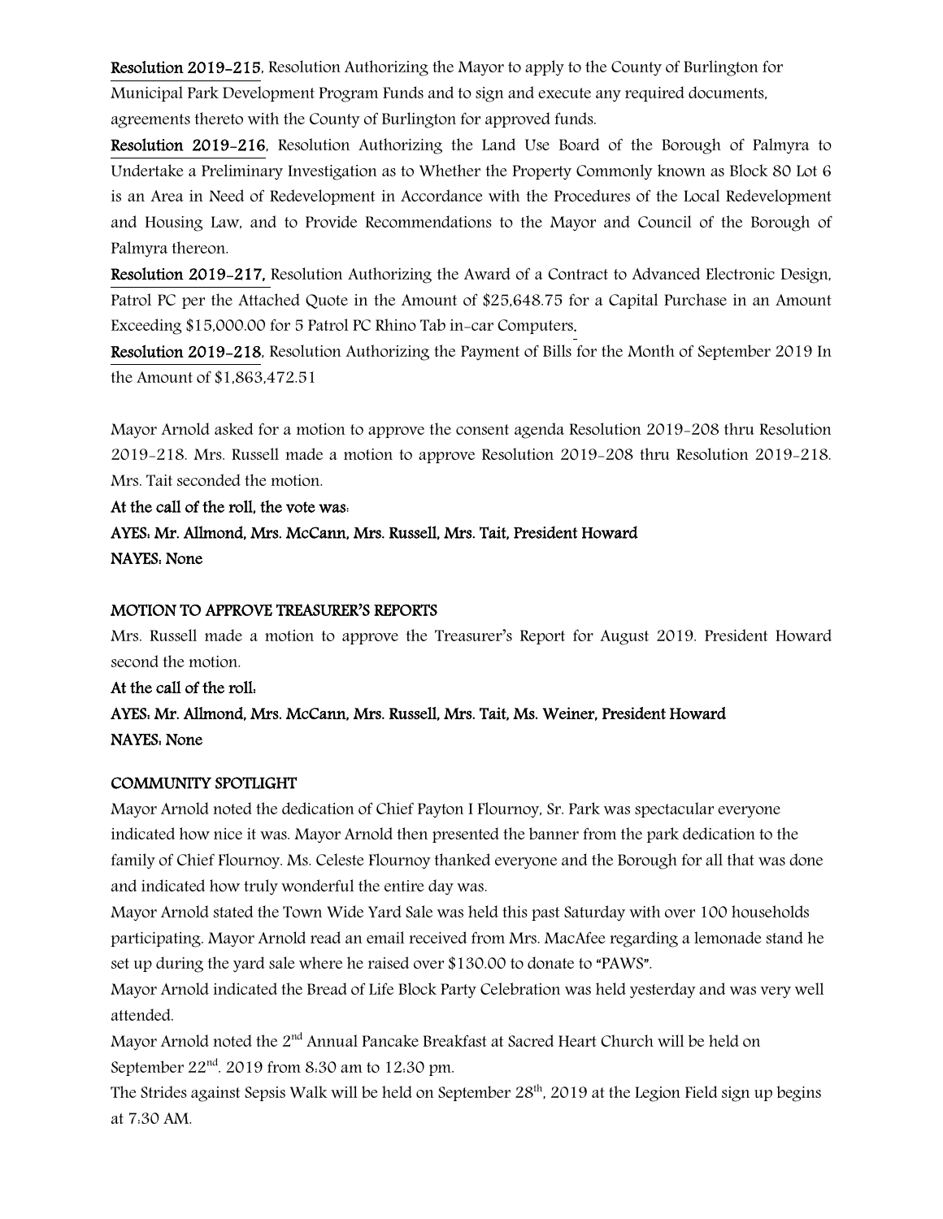**Resolution 2019-215**, Resolution Authorizing the Mayor to apply to the County of Burlington for Municipal Park Development Program Funds and to sign and execute any required documents, agreements thereto with the County of Burlington for approved funds.

**Resolution 2019-216**, Resolution Authorizing the Land Use Board of the Borough of Palmyra to Undertake a Preliminary Investigation as to Whether the Property Commonly known as Block 80 Lot 6 is an Area in Need of Redevelopment in Accordance with the Procedures of the Local Redevelopment and Housing Law, and to Provide Recommendations to the Mayor and Council of the Borough of Palmyra thereon.

**Resolution 2019-217,** Resolution Authorizing the Award of a Contract to Advanced Electronic Design, Patrol PC per the Attached Quote in the Amount of $25,648.75 for a Capital Purchase in an Amount Exceeding $15,000.00 for 5 Patrol PC Rhino Tab in-car Computers.

**Resolution 2019-218**, Resolution Authorizing the Payment of Bills for the Month of September 2019 In the Amount of $1,863,472.51

Mayor Arnold asked for a motion to approve the consent agenda Resolution 2019-208 thru Resolution 2019-218. Mrs. Russell made a motion to approve Resolution 2019-208 thru Resolution 2019-218. Mrs. Tait seconded the motion.

**At the call of the roll, the vote was:**

**AYES: Mr. Allmond, Mrs. McCann, Mrs. Russell, Mrs. Tait, President Howard**

**NAYES: None**

**MOTION TO APPROVE TREASURER'S REPORTS**

Mrs. Russell made a motion to approve the Treasurer's Report for August 2019. President Howard second the motion.

**At the call of the roll:**

**AYES: Mr. Allmond, Mrs. McCann, Mrs. Russell, Mrs. Tait, Ms. Weiner, President Howard**

**NAYES: None**

**COMMUNITY SPOTLIGHT**

Mayor Arnold noted the dedication of Chief Payton I Flournoy, Sr. Park was spectacular everyone indicated how nice it was. Mayor Arnold then presented the banner from the park dedication to the family of Chief Flournoy. Ms. Celeste Flournoy thanked everyone and the Borough for all that was done and indicated how truly wonderful the entire day was.

Mayor Arnold stated the Town Wide Yard Sale was held this past Saturday with over 100 households participating. Mayor Arnold read an email received from Mrs. MacAfee regarding a lemonade stand he set up during the yard sale where he raised over $130.00 to donate to "PAWS".

Mayor Arnold indicated the Bread of Life Block Party Celebration was held yesterday and was very well attended.

Mayor Arnold noted the 2nd Annual Pancake Breakfast at Sacred Heart Church will be held on September 22nd. 2019 from 8:30 am to 12:30 pm.

The Strides against Sepsis Walk will be held on September 28th, 2019 at the Legion Field sign up begins at 7:30 AM.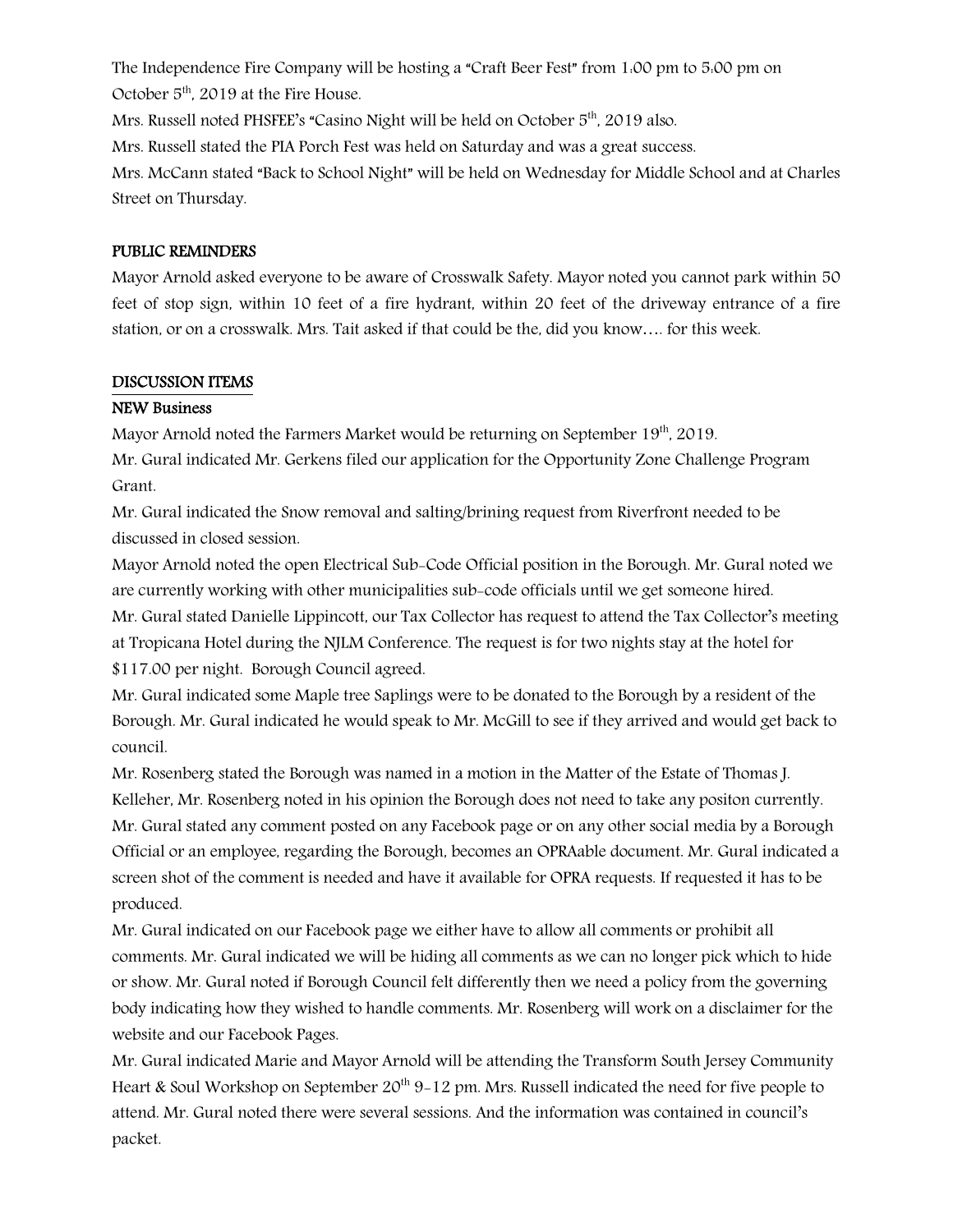The Independence Fire Company will be hosting a "Craft Beer Fest" from 1:00 pm to 5:00 pm on October 5th, 2019 at the Fire House.

Mrs. Russell noted PHSFEE's "Casino Night will be held on October 5th, 2019 also.

Mrs. Russell stated the PIA Porch Fest was held on Saturday and was a great success.

Mrs. McCann stated "Back to School Night" will be held on Wednesday for Middle School and at Charles Street on Thursday.

## PUBLIC REMINDERS

Mayor Arnold asked everyone to be aware of Crosswalk Safety. Mayor noted you cannot park within 50 feet of stop sign, within 10 feet of a fire hydrant, within 20 feet of the driveway entrance of a fire station, or on a crosswalk. Mrs. Tait asked if that could be the, did you know…. for this week.

## DISCUSSION ITEMS

### NEW Business

Mayor Arnold noted the Farmers Market would be returning on September 19th, 2019.

Mr. Gural indicated Mr. Gerkens filed our application for the Opportunity Zone Challenge Program Grant.

Mr. Gural indicated the Snow removal and salting/brining request from Riverfront needed to be discussed in closed session.

Mayor Arnold noted the open Electrical Sub-Code Official position in the Borough. Mr. Gural noted we are currently working with other municipalities sub-code officials until we get someone hired.

Mr. Gural stated Danielle Lippincott, our Tax Collector has request to attend the Tax Collector's meeting at Tropicana Hotel during the NJLM Conference. The request is for two nights stay at the hotel for $117.00 per night. Borough Council agreed.

Mr. Gural indicated some Maple tree Saplings were to be donated to the Borough by a resident of the Borough. Mr. Gural indicated he would speak to Mr. McGill to see if they arrived and would get back to council.

Mr. Rosenberg stated the Borough was named in a motion in the Matter of the Estate of Thomas J. Kelleher, Mr. Rosenberg noted in his opinion the Borough does not need to take any positon currently.

Mr. Gural stated any comment posted on any Facebook page or on any other social media by a Borough Official or an employee, regarding the Borough, becomes an OPRAable document. Mr. Gural indicated a screen shot of the comment is needed and have it available for OPRA requests. If requested it has to be produced.

Mr. Gural indicated on our Facebook page we either have to allow all comments or prohibit all comments. Mr. Gural indicated we will be hiding all comments as we can no longer pick which to hide or show. Mr. Gural noted if Borough Council felt differently then we need a policy from the governing body indicating how they wished to handle comments. Mr. Rosenberg will work on a disclaimer for the website and our Facebook Pages.

Mr. Gural indicated Marie and Mayor Arnold will be attending the Transform South Jersey Community Heart & Soul Workshop on September 20th 9-12 pm. Mrs. Russell indicated the need for five people to attend. Mr. Gural noted there were several sessions. And the information was contained in council's packet.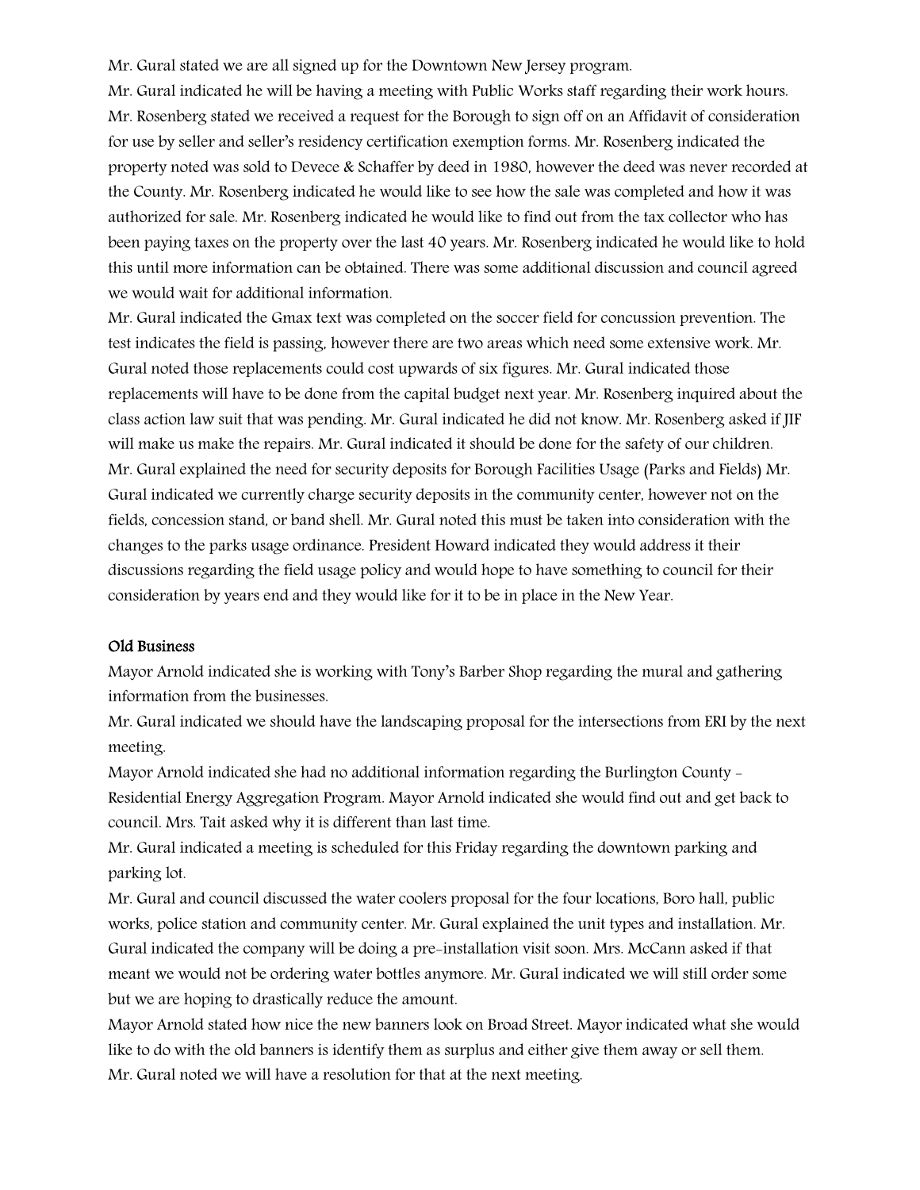Mr. Gural stated we are all signed up for the Downtown New Jersey program.

Mr. Gural indicated he will be having a meeting with Public Works staff regarding their work hours.

Mr. Rosenberg stated we received a request for the Borough to sign off on an Affidavit of consideration for use by seller and seller's residency certification exemption forms. Mr. Rosenberg indicated the property noted was sold to Devece & Schaffer by deed in 1980, however the deed was never recorded at the County. Mr. Rosenberg indicated he would like to see how the sale was completed and how it was authorized for sale. Mr. Rosenberg indicated he would like to find out from the tax collector who has been paying taxes on the property over the last 40 years. Mr. Rosenberg indicated he would like to hold this until more information can be obtained. There was some additional discussion and council agreed we would wait for additional information.

Mr. Gural indicated the Gmax text was completed on the soccer field for concussion prevention. The test indicates the field is passing, however there are two areas which need some extensive work. Mr. Gural noted those replacements could cost upwards of six figures. Mr. Gural indicated those replacements will have to be done from the capital budget next year. Mr. Rosenberg inquired about the class action law suit that was pending. Mr. Gural indicated he did not know. Mr. Rosenberg asked if JIF will make us make the repairs. Mr. Gural indicated it should be done for the safety of our children.

Mr. Gural explained the need for security deposits for Borough Facilities Usage (Parks and Fields) Mr. Gural indicated we currently charge security deposits in the community center, however not on the fields, concession stand, or band shell. Mr. Gural noted this must be taken into consideration with the changes to the parks usage ordinance. President Howard indicated they would address it their discussions regarding the field usage policy and would hope to have something to council for their consideration by years end and they would like for it to be in place in the New Year.

## Old Business

Mayor Arnold indicated she is working with Tony's Barber Shop regarding the mural and gathering information from the businesses.

Mr. Gural indicated we should have the landscaping proposal for the intersections from ERI by the next meeting.

Mayor Arnold indicated she had no additional information regarding the Burlington County - Residential Energy Aggregation Program. Mayor Arnold indicated she would find out and get back to council. Mrs. Tait asked why it is different than last time.

Mr. Gural indicated a meeting is scheduled for this Friday regarding the downtown parking and parking lot.

Mr. Gural and council discussed the water coolers proposal for the four locations, Boro hall, public works, police station and community center. Mr. Gural explained the unit types and installation. Mr. Gural indicated the company will be doing a pre-installation visit soon. Mrs. McCann asked if that meant we would not be ordering water bottles anymore. Mr. Gural indicated we will still order some but we are hoping to drastically reduce the amount.

Mayor Arnold stated how nice the new banners look on Broad Street. Mayor indicated what she would like to do with the old banners is identify them as surplus and either give them away or sell them.

Mr. Gural noted we will have a resolution for that at the next meeting.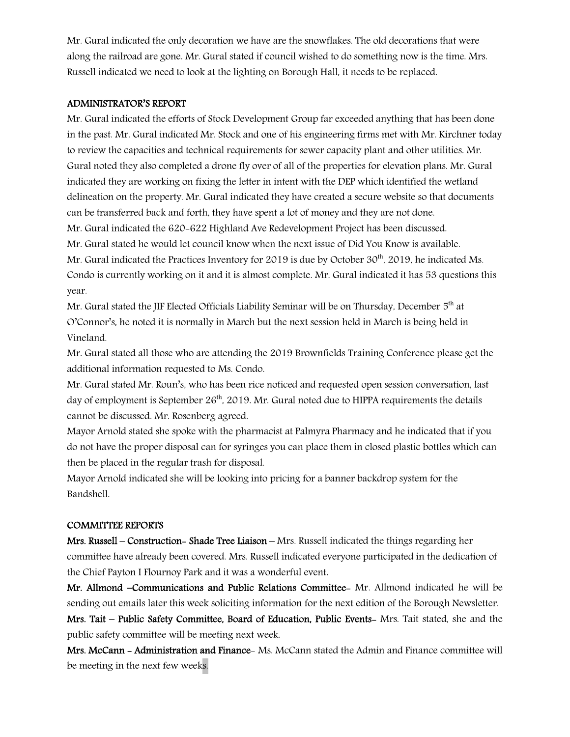Mr. Gural indicated the only decoration we have are the snowflakes. The old decorations that were along the railroad are gone. Mr. Gural stated if council wished to do something now is the time. Mrs. Russell indicated we need to look at the lighting on Borough Hall, it needs to be replaced.

## ADMINISTRATOR'S REPORT

Mr. Gural indicated the efforts of Stock Development Group far exceeded anything that has been done in the past. Mr. Gural indicated Mr. Stock and one of his engineering firms met with Mr. Kirchner today to review the capacities and technical requirements for sewer capacity plant and other utilities. Mr. Gural noted they also completed a drone fly over of all of the properties for elevation plans. Mr. Gural indicated they are working on fixing the letter in intent with the DEP which identified the wetland delineation on the property. Mr. Gural indicated they have created a secure website so that documents can be transferred back and forth, they have spent a lot of money and they are not done.

Mr. Gural indicated the 620-622 Highland Ave Redevelopment Project has been discussed.

Mr. Gural stated he would let council know when the next issue of Did You Know is available.

Mr. Gural indicated the Practices Inventory for 2019 is due by October 30th, 2019, he indicated Ms. Condo is currently working on it and it is almost complete. Mr. Gural indicated it has 53 questions this year.

Mr. Gural stated the JIF Elected Officials Liability Seminar will be on Thursday, December 5th at O'Connor's, he noted it is normally in March but the next session held in March is being held in Vineland.

Mr. Gural stated all those who are attending the 2019 Brownfields Training Conference please get the additional information requested to Ms. Condo.

Mr. Gural stated Mr. Roun's, who has been rice noticed and requested open session conversation, last day of employment is September 26th, 2019. Mr. Gural noted due to HIPPA requirements the details cannot be discussed. Mr. Rosenberg agreed.

Mayor Arnold stated she spoke with the pharmacist at Palmyra Pharmacy and he indicated that if you do not have the proper disposal can for syringes you can place them in closed plastic bottles which can then be placed in the regular trash for disposal.

Mayor Arnold indicated she will be looking into pricing for a banner backdrop system for the Bandshell.

## COMMITTEE REPORTS

**Mrs. Russell – Construction- Shade Tree Liaison –** Mrs. Russell indicated the things regarding her committee have already been covered. Mrs. Russell indicated everyone participated in the dedication of the Chief Payton I Flournoy Park and it was a wonderful event.

**Mr. Allmond –Communications and Public Relations Committee-** Mr. Allmond indicated he will be sending out emails later this week soliciting information for the next edition of the Borough Newsletter.

**Mrs. Tait – Public Safety Committee, Board of Education, Public Events-** Mrs. Tait stated, she and the public safety committee will be meeting next week.

**Mrs. McCann - Administration and Finance-** Ms. McCann stated the Admin and Finance committee will be meeting in the next few weeks.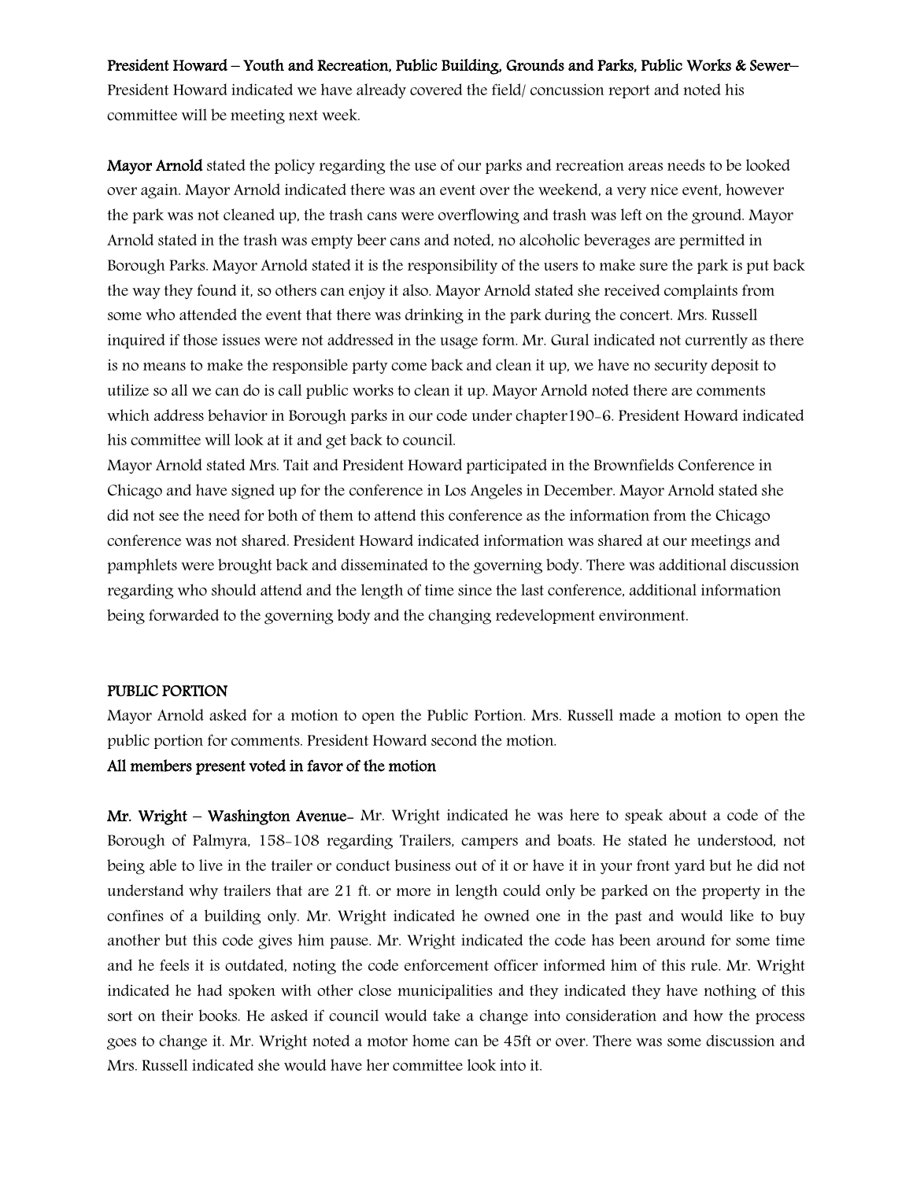**President Howard – Youth and Recreation, Public Building, Grounds and Parks, Public Works & Sewer–** President Howard indicated we have already covered the field/ concussion report and noted his committee will be meeting next week.

**Mayor Arnold** stated the policy regarding the use of our parks and recreation areas needs to be looked over again. Mayor Arnold indicated there was an event over the weekend, a very nice event, however the park was not cleaned up, the trash cans were overflowing and trash was left on the ground. Mayor Arnold stated in the trash was empty beer cans and noted, no alcoholic beverages are permitted in Borough Parks. Mayor Arnold stated it is the responsibility of the users to make sure the park is put back the way they found it, so others can enjoy it also. Mayor Arnold stated she received complaints from some who attended the event that there was drinking in the park during the concert. Mrs. Russell inquired if those issues were not addressed in the usage form. Mr. Gural indicated not currently as there is no means to make the responsible party come back and clean it up, we have no security deposit to utilize so all we can do is call public works to clean it up. Mayor Arnold noted there are comments which address behavior in Borough parks in our code under chapter190-6. President Howard indicated his committee will look at it and get back to council.

Mayor Arnold stated Mrs. Tait and President Howard participated in the Brownfields Conference in Chicago and have signed up for the conference in Los Angeles in December. Mayor Arnold stated she did not see the need for both of them to attend this conference as the information from the Chicago conference was not shared. President Howard indicated information was shared at our meetings and pamphlets were brought back and disseminated to the governing body. There was additional discussion regarding who should attend and the length of time since the last conference, additional information being forwarded to the governing body and the changing redevelopment environment.

**PUBLIC PORTION**

Mayor Arnold asked for a motion to open the Public Portion. Mrs. Russell made a motion to open the public portion for comments. President Howard second the motion.

**All members present voted in favor of the motion**

**Mr. Wright – Washington Avenue-** Mr. Wright indicated he was here to speak about a code of the Borough of Palmyra, 158-108 regarding Trailers, campers and boats. He stated he understood, not being able to live in the trailer or conduct business out of it or have it in your front yard but he did not understand why trailers that are 21 ft. or more in length could only be parked on the property in the confines of a building only. Mr. Wright indicated he owned one in the past and would like to buy another but this code gives him pause. Mr. Wright indicated the code has been around for some time and he feels it is outdated, noting the code enforcement officer informed him of this rule. Mr. Wright indicated he had spoken with other close municipalities and they indicated they have nothing of this sort on their books. He asked if council would take a change into consideration and how the process goes to change it. Mr. Wright noted a motor home can be 45ft or over. There was some discussion and Mrs. Russell indicated she would have her committee look into it.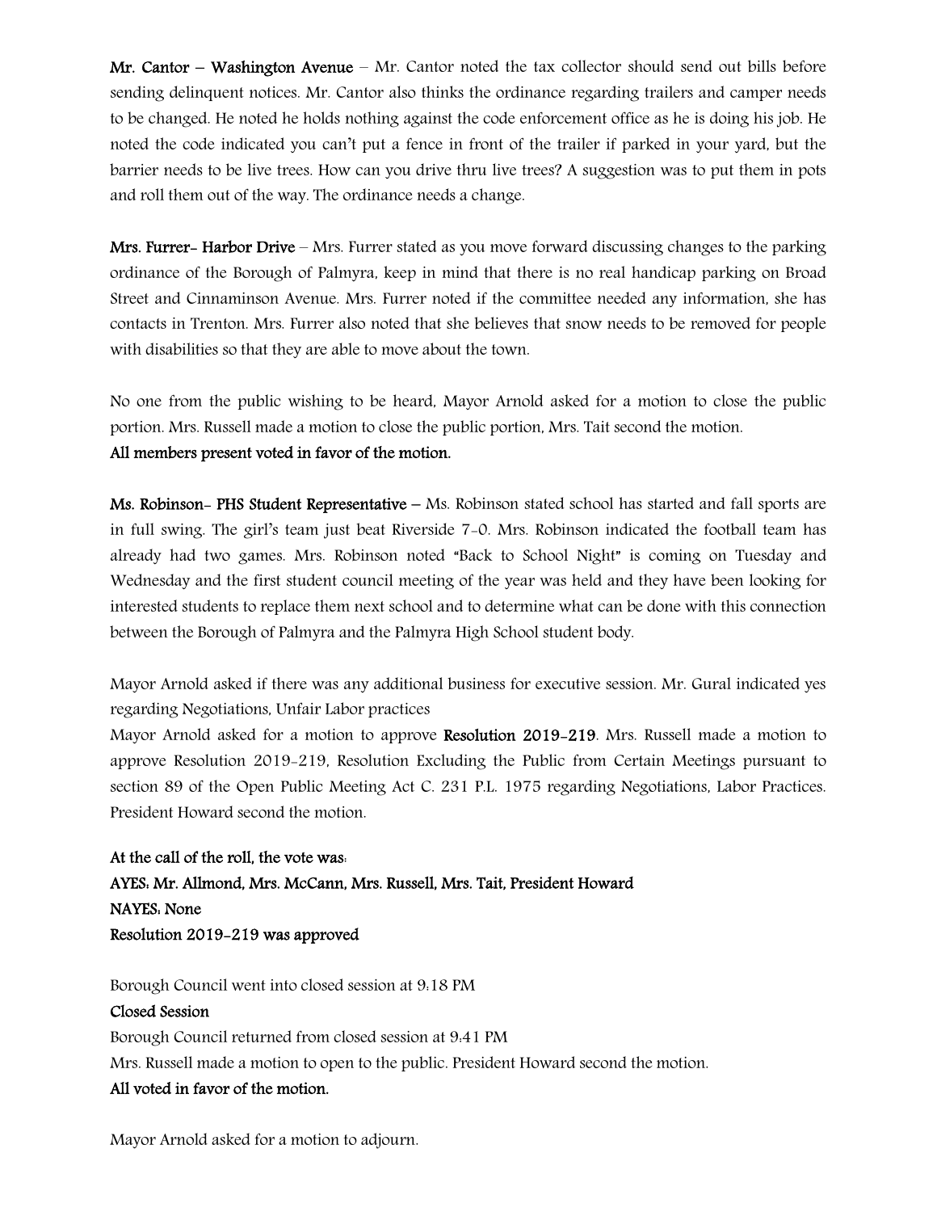**Mr. Cantor – Washington Avenue** – Mr. Cantor noted the tax collector should send out bills before sending delinquent notices. Mr. Cantor also thinks the ordinance regarding trailers and camper needs to be changed. He noted he holds nothing against the code enforcement office as he is doing his job. He noted the code indicated you can't put a fence in front of the trailer if parked in your yard, but the barrier needs to be live trees. How can you drive thru live trees? A suggestion was to put them in pots and roll them out of the way. The ordinance needs a change.

**Mrs. Furrer- Harbor Drive** – Mrs. Furrer stated as you move forward discussing changes to the parking ordinance of the Borough of Palmyra, keep in mind that there is no real handicap parking on Broad Street and Cinnaminson Avenue. Mrs. Furrer noted if the committee needed any information, she has contacts in Trenton. Mrs. Furrer also noted that she believes that snow needs to be removed for people with disabilities so that they are able to move about the town.

No one from the public wishing to be heard, Mayor Arnold asked for a motion to close the public portion. Mrs. Russell made a motion to close the public portion, Mrs. Tait second the motion.
**All members present voted in favor of the motion.**

**Ms. Robinson- PHS Student Representative** – Ms. Robinson stated school has started and fall sports are in full swing. The girl's team just beat Riverside 7-0. Mrs. Robinson indicated the football team has already had two games. Mrs. Robinson noted "Back to School Night" is coming on Tuesday and Wednesday and the first student council meeting of the year was held and they have been looking for interested students to replace them next school and to determine what can be done with this connection between the Borough of Palmyra and the Palmyra High School student body.

Mayor Arnold asked if there was any additional business for executive session. Mr. Gural indicated yes regarding Negotiations, Unfair Labor practices
Mayor Arnold asked for a motion to approve **Resolution 2019-219**. Mrs. Russell made a motion to approve Resolution 2019-219, Resolution Excluding the Public from Certain Meetings pursuant to section 89 of the Open Public Meeting Act C. 231 P.L. 1975 regarding Negotiations, Labor Practices. President Howard second the motion.

**At the call of the roll, the vote was:**
**AYES: Mr. Allmond, Mrs. McCann, Mrs. Russell, Mrs. Tait, President Howard**
**NAYES: None**
**Resolution 2019-219 was approved**

Borough Council went into closed session at 9:18 PM
**Closed Session**
Borough Council returned from closed session at 9:41 PM
Mrs. Russell made a motion to open to the public. President Howard second the motion.
**All voted in favor of the motion.**

Mayor Arnold asked for a motion to adjourn.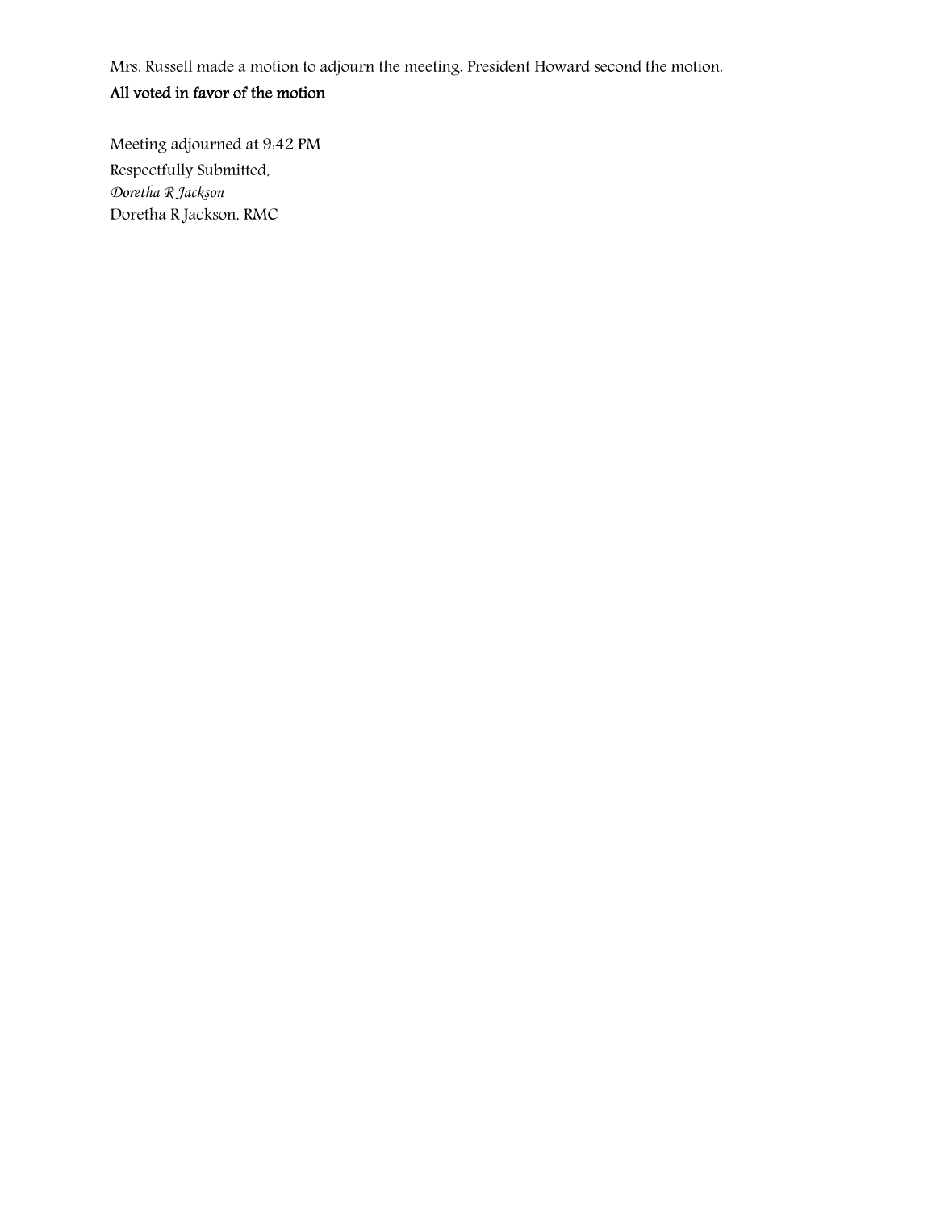Mrs. Russell made a motion to adjourn the meeting. President Howard second the motion.

**All voted in favor of the motion**

Meeting adjourned at 9:42 PM

Respectfully Submitted,

*Doretha R Jackson*

Doretha R Jackson, RMC